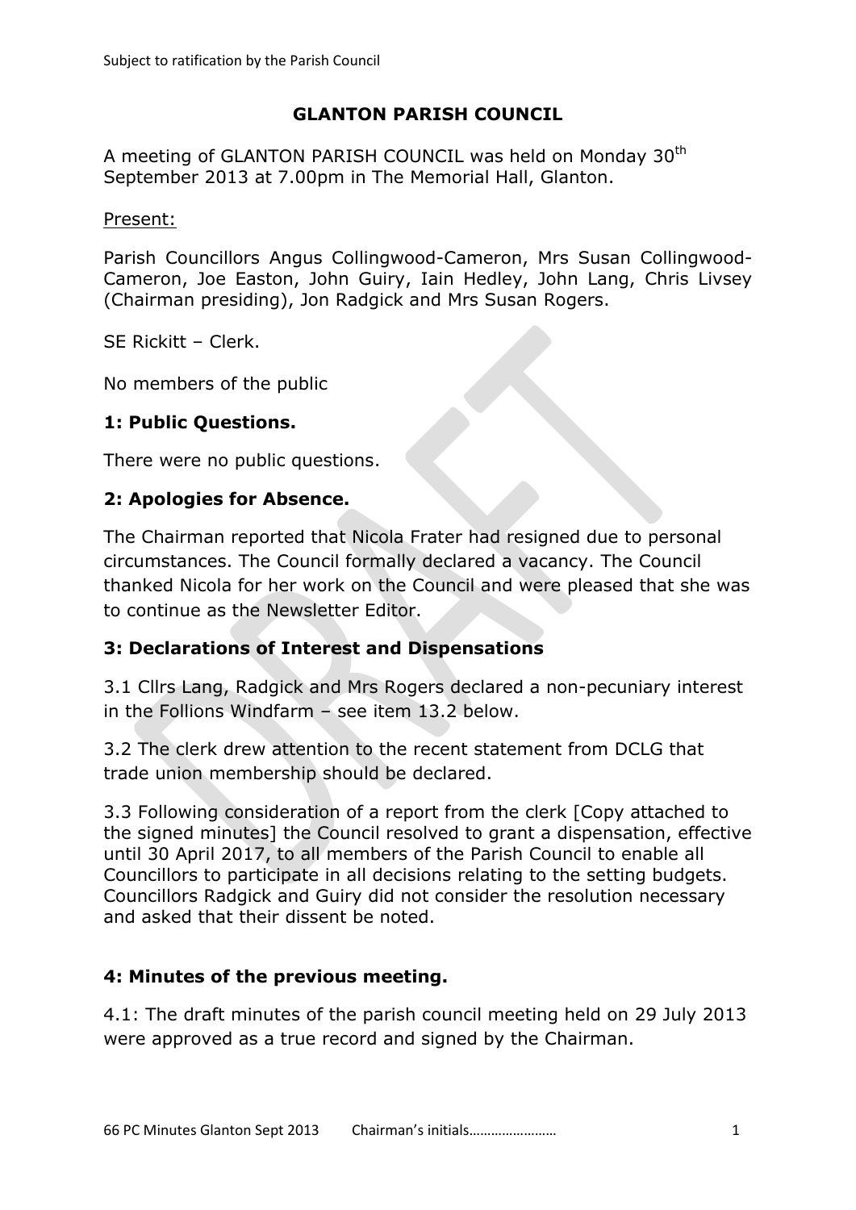# GLANTON PARISH COUNCIL

A meeting of GLANTON PARISH COUNCIL was held on Monday 30th September 2013 at 7.00pm in The Memorial Hall, Glanton.

Present:

Parish Councillors Angus Collingwood-Cameron, Mrs Susan Collingwood-Cameron, Joe Easton, John Guiry, Iain Hedley, John Lang, Chris Livsey (Chairman presiding), Jon Radgick and Mrs Susan Rogers.

SE Rickitt – Clerk.

No members of the public

## 1: Public Questions.

There were no public questions.

## 2: Apologies for Absence.

The Chairman reported that Nicola Frater had resigned due to personal circumstances. The Council formally declared a vacancy. The Council thanked Nicola for her work on the Council and were pleased that she was to continue as the Newsletter Editor.

## 3: Declarations of Interest and Dispensations

3.1 Cllrs Lang, Radgick and Mrs Rogers declared a non-pecuniary interest in the Follions Windfarm – see item 13.2 below.

3.2 The clerk drew attention to the recent statement from DCLG that trade union membership should be declared.

3.3 Following consideration of a report from the clerk [Copy attached to the signed minutes] the Council resolved to grant a dispensation, effective until 30 April 2017, to all members of the Parish Council to enable all Councillors to participate in all decisions relating to the setting budgets. Councillors Radgick and Guiry did not consider the resolution necessary and asked that their dissent be noted.

## 4: Minutes of the previous meeting.

4.1: The draft minutes of the parish council meeting held on 29 July 2013 were approved as a true record and signed by the Chairman.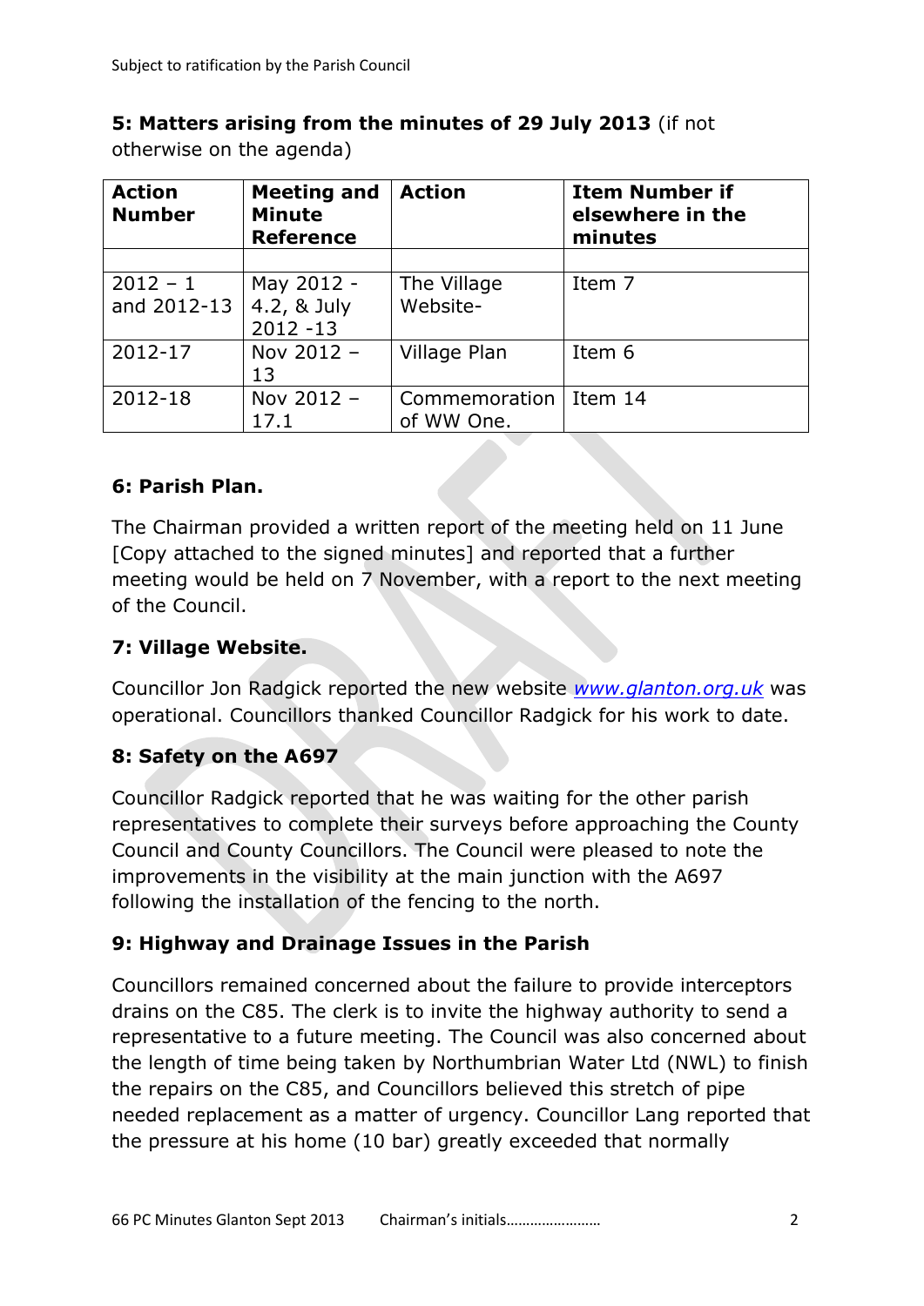**5: Matters arising from the minutes of 29 July 2013** (if not otherwise on the agenda)

| Action Number | Meeting and Minute Reference | Action | Item Number if elsewhere in the minutes |
|---|---|---|---|
| | | | |
| 2012 – 1 and 2012-13 | May 2012 - 4.2, & July 2012 -13 | The Village Website- | Item 7 |
| 2012-17 | Nov 2012 – 13 | Village Plan | Item 6 |
| 2012-18 | Nov 2012 – 17.1 | Commemoration of WW One. | Item 14 |

**6: Parish Plan.**

The Chairman provided a written report of the meeting held on 11 June [Copy attached to the signed minutes] and reported that a further meeting would be held on 7 November, with a report to the next meeting of the Council.

**7: Village Website.**

Councillor Jon Radgick reported the new website *www.glanton.org.uk* was operational. Councillors thanked Councillor Radgick for his work to date.

**8: Safety on the A697**

Councillor Radgick reported that he was waiting for the other parish representatives to complete their surveys before approaching the County Council and County Councillors. The Council were pleased to note the improvements in the visibility at the main junction with the A697 following the installation of the fencing to the north.

**9: Highway and Drainage Issues in the Parish**

Councillors remained concerned about the failure to provide interceptors drains on the C85. The clerk is to invite the highway authority to send a representative to a future meeting. The Council was also concerned about the length of time being taken by Northumbrian Water Ltd (NWL) to finish the repairs on the C85, and Councillors believed this stretch of pipe needed replacement as a matter of urgency. Councillor Lang reported that the pressure at his home (10 bar) greatly exceeded that normally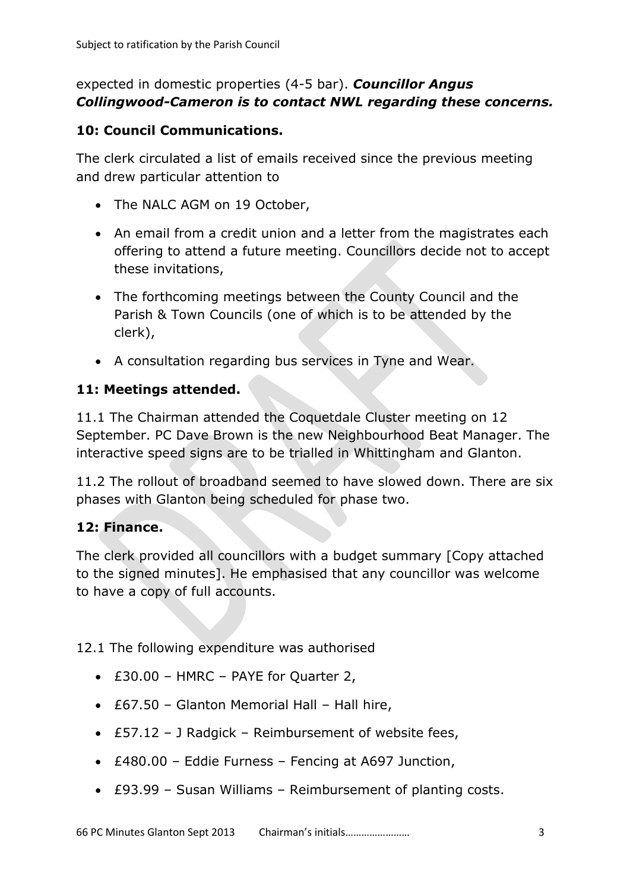expected in domestic properties (4-5 bar). ***Councillor Angus Collingwood-Cameron is to contact NWL regarding these concerns.***

**10: Council Communications.**

The clerk circulated a list of emails received since the previous meeting and drew particular attention to

- The NALC AGM on 19 October,
- An email from a credit union and a letter from the magistrates each offering to attend a future meeting. Councillors decide not to accept these invitations,
- The forthcoming meetings between the County Council and the Parish & Town Councils (one of which is to be attended by the clerk),
- A consultation regarding bus services in Tyne and Wear.

**11: Meetings attended.**

11.1 The Chairman attended the Coquetdale Cluster meeting on 12 September. PC Dave Brown is the new Neighbourhood Beat Manager. The interactive speed signs are to be trialled in Whittingham and Glanton.

11.2 The rollout of broadband seemed to have slowed down. There are six phases with Glanton being scheduled for phase two.

**12: Finance.**

The clerk provided all councillors with a budget summary [Copy attached to the signed minutes]. He emphasised that any councillor was welcome to have a copy of full accounts.

12.1 The following expenditure was authorised

- £30.00 – HMRC – PAYE for Quarter 2,
- £67.50 – Glanton Memorial Hall – Hall hire,
- £57.12 – J Radgick – Reimbursement of website fees,
- £480.00 – Eddie Furness – Fencing at A697 Junction,
- £93.99 – Susan Williams – Reimbursement of planting costs.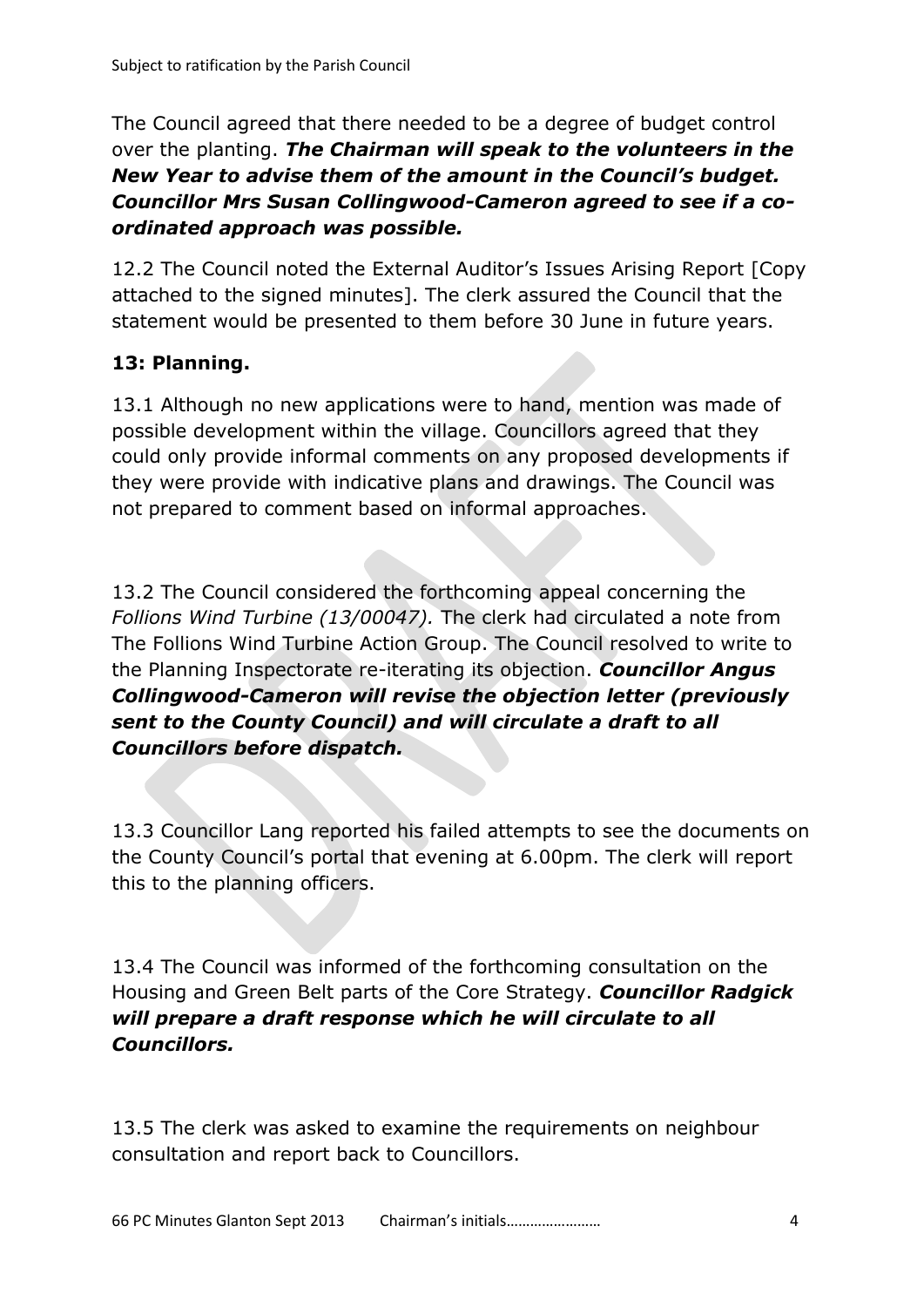The Council agreed that there needed to be a degree of budget control over the planting. ***The Chairman will speak to the volunteers in the New Year to advise them of the amount in the Council's budget. Councillor Mrs Susan Collingwood-Cameron agreed to see if a co-ordinated approach was possible.***

12.2 The Council noted the External Auditor's Issues Arising Report [Copy attached to the signed minutes]. The clerk assured the Council that the statement would be presented to them before 30 June in future years.

**13: Planning.**

13.1 Although no new applications were to hand, mention was made of possible development within the village. Councillors agreed that they could only provide informal comments on any proposed developments if they were provide with indicative plans and drawings. The Council was not prepared to comment based on informal approaches.

13.2 The Council considered the forthcoming appeal concerning the *Follions Wind Turbine (13/00047).* The clerk had circulated a note from The Follions Wind Turbine Action Group. The Council resolved to write to the Planning Inspectorate re-iterating its objection. ***Councillor Angus Collingwood-Cameron will revise the objection letter (previously sent to the County Council) and will circulate a draft to all Councillors before dispatch.***

13.3 Councillor Lang reported his failed attempts to see the documents on the County Council's portal that evening at 6.00pm. The clerk will report this to the planning officers.

13.4 The Council was informed of the forthcoming consultation on the Housing and Green Belt parts of the Core Strategy. ***Councillor Radgick will prepare a draft response which he will circulate to all Councillors.***

13.5 The clerk was asked to examine the requirements on neighbour consultation and report back to Councillors.

66 PC Minutes Glanton Sept 2013 Chairman's initials……………………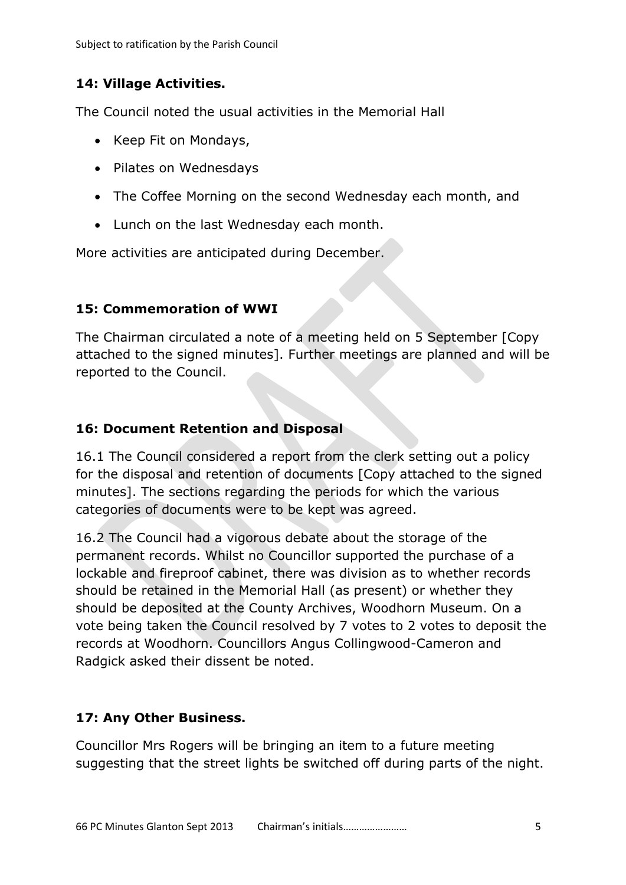## 14: Village Activities.

The Council noted the usual activities in the Memorial Hall

- Keep Fit on Mondays,
- Pilates on Wednesdays
- The Coffee Morning on the second Wednesday each month, and
- Lunch on the last Wednesday each month.

More activities are anticipated during December.

## 15: Commemoration of WWI

The Chairman circulated a note of a meeting held on 5 September [Copy attached to the signed minutes]. Further meetings are planned and will be reported to the Council.

## 16: Document Retention and Disposal

16.1 The Council considered a report from the clerk setting out a policy for the disposal and retention of documents [Copy attached to the signed minutes]. The sections regarding the periods for which the various categories of documents were to be kept was agreed.

16.2 The Council had a vigorous debate about the storage of the permanent records. Whilst no Councillor supported the purchase of a lockable and fireproof cabinet, there was division as to whether records should be retained in the Memorial Hall (as present) or whether they should be deposited at the County Archives, Woodhorn Museum. On a vote being taken the Council resolved by 7 votes to 2 votes to deposit the records at Woodhorn. Councillors Angus Collingwood-Cameron and Radgick asked their dissent be noted.

## 17: Any Other Business.

Councillor Mrs Rogers will be bringing an item to a future meeting suggesting that the street lights be switched off during parts of the night.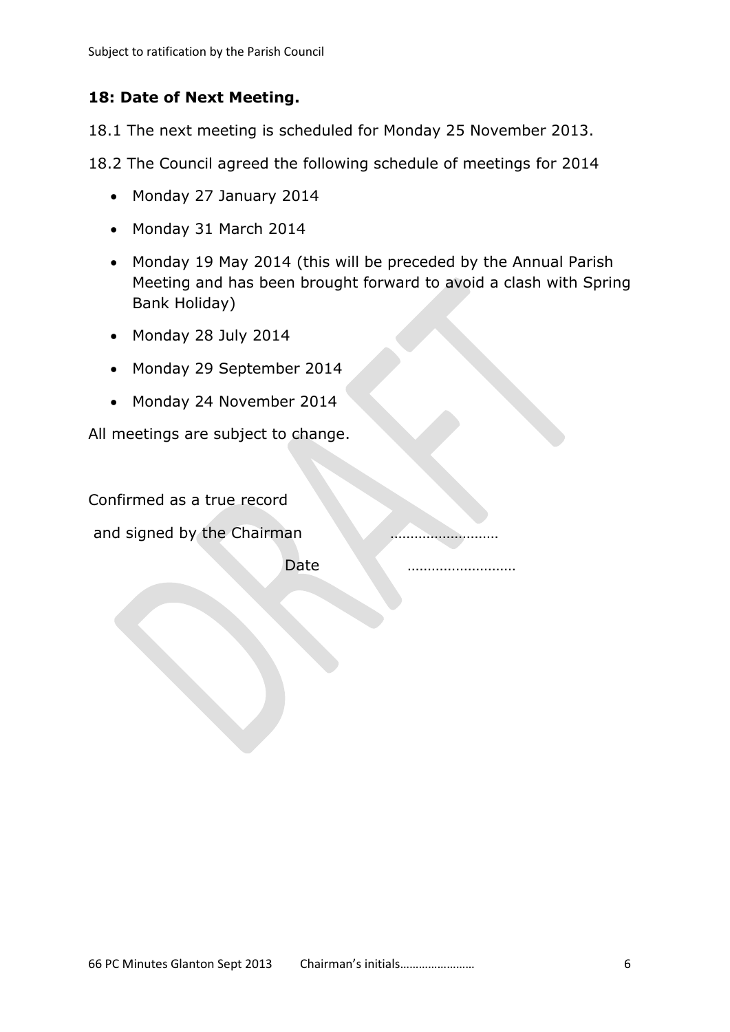### 18: Date of Next Meeting.

18.1 The next meeting is scheduled for Monday 25 November 2013.

18.2 The Council agreed the following schedule of meetings for 2014

- Monday 27 January 2014
- Monday 31 March 2014
- Monday 19 May 2014 (this will be preceded by the Annual Parish Meeting and has been brought forward to avoid a clash with Spring Bank Holiday)
- Monday 28 July 2014
- Monday 29 September 2014
- Monday 24 November 2014

All meetings are subject to change.

Confirmed as a true record

and signed by the Chairman ………………………

Date ………………………

Chairman's initials……………………